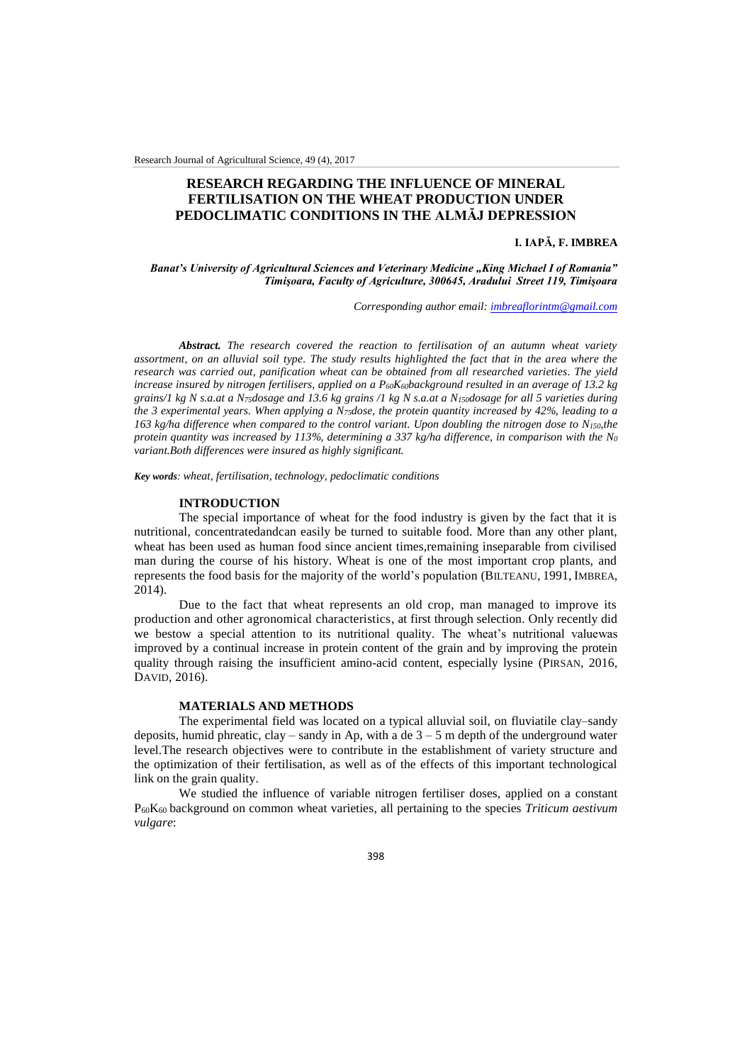# RESEARCH REGARDING THE INFLUENCE OF MINERAL FERTILISATION ON THE WHEAT PRODUCTION UNDER PEDOCLIMATIC CONDITIONS IN THE ALMĂJ DEPRESSION

**I. IAPĂ, F. IMBREA**

***Banat's University of Agricultural Sciences and Veterinary Medicine „King Michael I of Romania" Timişoara, Faculty of Agriculture, 300645, Aradului Street 119, Timişoara***

*Corresponding author email: imbreaflorintm@gmail.com*

***Abstract.** The research covered the reaction to fertilisation of an autumn wheat variety assortment, on an alluvial soil type. The study results highlighted the fact that in the area where the research was carried out, panification wheat can be obtained from all researched varieties. The yield increase insured by nitrogen fertilisers, applied on a $P_{60}K_{60}$background resulted in an average of 13.2 kg grains/1 kg N s.a.at a $N_{75}$dosage and 13.6 kg grains /1 kg N s.a.at a $N_{150}$dosage for all 5 varieties during the 3 experimental years. When applying a $N_{75}$dose, the protein quantity increased by 42%, leading to a 163 kg/ha difference when compared to the control variant. Upon doubling the nitrogen dose to $N_{150}$,the protein quantity was increased by 113%, determining a 337 kg/ha difference, in comparison with the $N_0$ variant.Both differences were insured as highly significant.*

***Key words**: wheat, fertilisation, technology, pedoclimatic conditions*

## INTRODUCTION

The special importance of wheat for the food industry is given by the fact that it is nutritional, concentratedandcan easily be turned to suitable food. More than any other plant, wheat has been used as human food since ancient times,remaining inseparable from civilised man during the course of his history. Wheat is one of the most important crop plants, and represents the food basis for the majority of the world's population (BILTEANU, 1991, IMBREA, 2014).

Due to the fact that wheat represents an old crop, man managed to improve its production and other agronomical characteristics, at first through selection. Only recently did we bestow a special attention to its nutritional quality. The wheat's nutritional valuewas improved by a continual increase in protein content of the grain and by improving the protein quality through raising the insufficient amino-acid content, especially lysine (PIRSAN, 2016, DAVID, 2016).

## MATERIALS AND METHODS

The experimental field was located on a typical alluvial soil, on fluviatile clay–sandy deposits, humid phreatic, clay – sandy in Ap, with a de 3 – 5 m depth of the underground water level.The research objectives were to contribute in the establishment of variety structure and the optimization of their fertilisation, as well as of the effects of this important technological link on the grain quality.

We studied the influence of variable nitrogen fertiliser doses, applied on a constant $P_{60}K_{60}$ background on common wheat varieties, all pertaining to the species *Triticum aestivum vulgare*: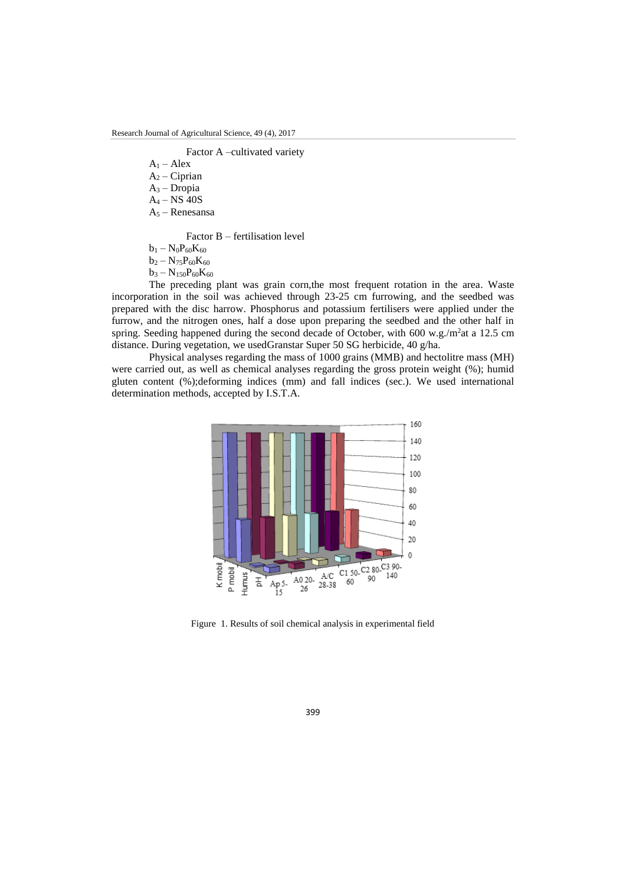Factor A –cultivated variety

$A_1$ – Alex
$A_2$ – Ciprian
$A_3$ – Dropia
$A_4$ – NS 40S
$A_5$ – Renesansa

Factor B – fertilisation level

$b_1$ – $N_0P_{60}K_{60}$
$b_2$ – $N_{75}P_{60}K_{60}$
$b_3$ – $N_{150}P_{60}K_{60}$

The preceding plant was grain corn,the most frequent rotation in the area. Waste incorporation in the soil was achieved through 23-25 cm furrowing, and the seedbed was prepared with the disc harrow. Phosphorus and potassium fertilisers were applied under the furrow, and the nitrogen ones, half a dose upon preparing the seedbed and the other half in spring. Seeding happened during the second decade of October, with 600 w.g./m$^2$at a 12.5 cm distance. During vegetation, we usedGranstar Super 50 SG herbicide, 40 g/ha.

Physical analyses regarding the mass of 1000 grains (MMB) and hectolitre mass (MH) were carried out, as well as chemical analyses regarding the gross protein weight (%); humid gluten content (%);deforming indices (mm) and fall indices (sec.). We used international determination methods, accepted by I.S.T.A.

Figure 1. Results of soil chemical analysis in experimental field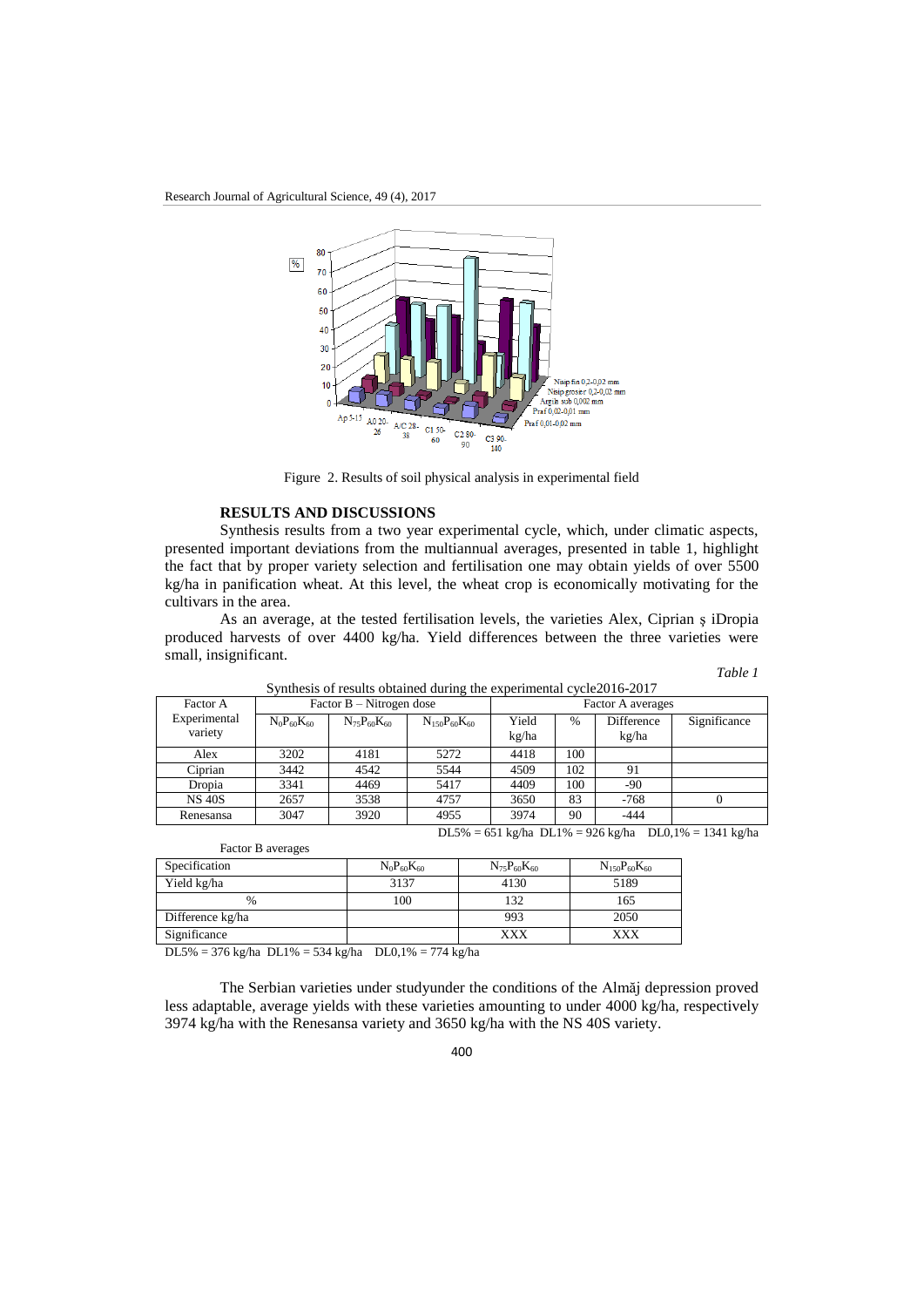Figure 2. Results of soil physical analysis in experimental field

## RESULTS AND DISCUSSIONS

Synthesis results from a two year experimental cycle, which, under climatic aspects, presented important deviations from the multiannual averages, presented in table 1, highlight the fact that by proper variety selection and fertilisation one may obtain yields of over 5500 kg/ha in panification wheat. At this level, the wheat crop is economically motivating for the cultivars in the area.

As an average, at the tested fertilisation levels, the varieties Alex, Ciprian ş iDropia produced harvests of over 4400 kg/ha. Yield differences between the three varieties were small, insignificant.

*Table 1*

Synthesis of results obtained during the experimental cycle2016-2017

| Factor A Experimental variety | Factor B – Nitrogen dose | | | Factor A averages | | | |
|---|---|---|---|---|---|---|---|
| | $N_0P_{60}K_{60}$ | $N_{75}P_{60}K_{60}$ | $N_{150}P_{60}K_{60}$ | Yield kg/ha | % | Difference kg/ha | Significance |
| Alex | 3202 | 4181 | 5272 | 4418 | 100 | | |
| Ciprian | 3442 | 4542 | 5544 | 4509 | 102 | 91 | |
| Dropia | 3341 | 4469 | 5417 | 4409 | 100 | -90 | |
| NS 40S | 2657 | 3538 | 4757 | 3650 | 83 | -768 | 0 |
| Renesansa | 3047 | 3920 | 4955 | 3974 | 90 | -444 | |

DL5% = 651 kg/ha DL1% = 926 kg/ha DL0,1% = 1341 kg/ha

Factor B averages

| Specification | $N_0P_{60}K_{60}$ | $N_{75}P_{60}K_{60}$ | $N_{150}P_{60}K_{60}$ |
|---|---|---|---|
| Yield kg/ha | 3137 | 4130 | 5189 |
| % | 100 | 132 | 165 |
| Difference kg/ha | | 993 | 2050 |
| Significance | | XXX | XXX |

DL5% = 376 kg/ha DL1% = 534 kg/ha DL0,1% = 774 kg/ha

The Serbian varieties under studyunder the conditions of the Almăj depression proved less adaptable, average yields with these varieties amounting to under 4000 kg/ha, respectively 3974 kg/ha with the Renesansa variety and 3650 kg/ha with the NS 40S variety.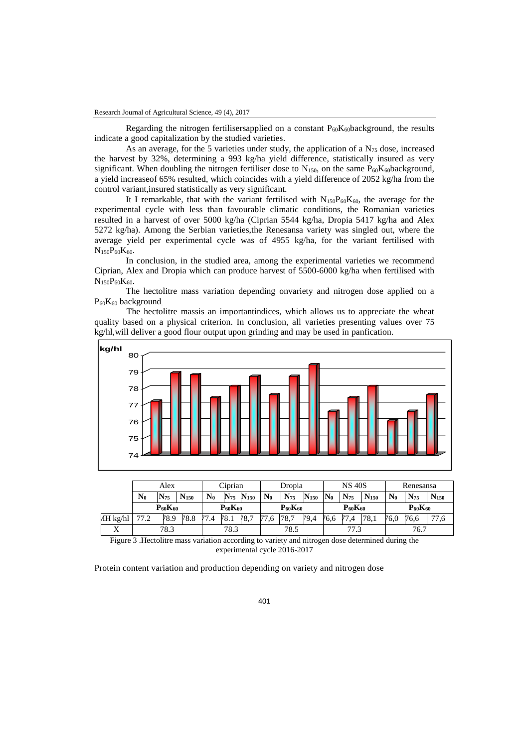Regarding the nitrogen fertilisersapplied on a constant $P_{60}K_{60}$background, the results indicate a good capitalization by the studied varieties.

As an average, for the 5 varieties under study, the application of a $N_{75}$ dose, increased the harvest by 32%, determining a 993 kg/ha yield difference, statistically insured as very significant. When doubling the nitrogen fertiliser dose to $N_{150}$, on the same $P_{60}K_{60}$background, a yield increaseof 65% resulted, which coincides with a yield difference of 2052 kg/ha from the control variant,insured statistically as very significant.

It I remarkable, that with the variant fertilised with $N_{150}P_{60}K_{60}$, the average for the experimental cycle with less than favourable climatic conditions, the Romanian varieties resulted in a harvest of over 5000 kg/ha (Ciprian 5544 kg/ha, Dropia 5417 kg/ha and Alex 5272 kg/ha). Among the Serbian varieties,the Renesansa variety was singled out, where the average yield per experimental cycle was of 4955 kg/ha, for the variant fertilised with $N_{150}P_{60}K_{60}$.

In conclusion, in the studied area, among the experimental varieties we recommend Ciprian, Alex and Dropia which can produce harvest of 5500-6000 kg/ha when fertilised with $N_{150}P_{60}K_{60}$.

The hectolitre mass variation depending onvariety and nitrogen dose applied on a $P_{60}K_{60}$ background.

The hectolitre massis an importantindices, which allows us to appreciate the wheat quality based on a physical criterion. In conclusion, all varieties presenting values over 75 kg/hl,will deliver a good flour output upon grinding and may be used in panfication.

|  | Alex | | | Ciprian | | | Dropia | | | NS 40S | | | Renesansa | | |
|---|---|---|---|---|---|---|---|---|---|---|---|---|---|---|---|
|  | $N_0$ | $N_{75}$ | $N_{150}$ | $N_0$ | $N_{75}$ | $N_{150}$ | $N_0$ | $N_{75}$ | $N_{150}$ | $N_0$ | $N_{75}$ | $N_{150}$ | $N_0$ | $N_{75}$ | $N_{150}$ |
|  | $P_{60}K_{60}$ | | | $P_{60}K_{60}$ | | | $P_{60}K_{60}$ | | | $P_{60}K_{60}$ | | | $P_{60}K_{60}$ | | |
| MH kg/hl | 77.2 | 78.9 | 78.8 | 77.4 | 78.1 | 78,7 | 77,6 | 78,7 | 79,4 | 76,6 | 77,4 | 78,1 | 76,0 | 76,6 | 77,6 |
| X | 78.3 | | | 78.3 | | | 78.5 | | | 77.3 | | | 76.7 | | |

Figure 3 .Hectolitre mass variation according to variety and nitrogen dose determined during the experimental cycle 2016-2017

Protein content variation and production depending on variety and nitrogen dose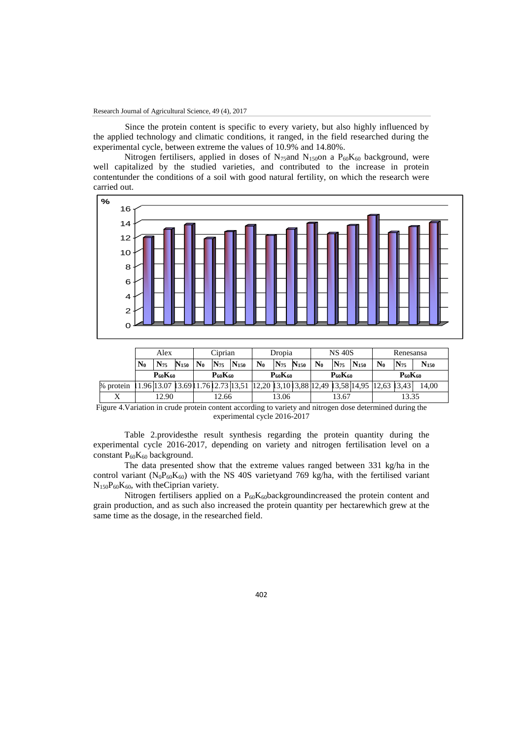Since the protein content is specific to every variety, but also highly influenced by the applied technology and climatic conditions, it ranged, in the field researched during the experimental cycle, between extreme the values of 10.9% and 14.80%.

Nitrogen fertilisers, applied in doses of $N_{75}$and $N_{150}$on a $P_{60}K_{60}$ background, were well capitalized by the studied varieties, and contributed to the increase in protein contentunder the conditions of a soil with good natural fertility, on which the research were carried out.

| | Alex | | | Ciprian | | | Dropia | | | NS 40S | | | Renesansa | | |
|---|---|---|---|---|---|---|---|---|---|---|---|---|---|---|---|
| | $N_0$ | $N_{75}$ | $N_{150}$ | $N_0$ | $N_{75}$ | $N_{150}$ | $N_0$ | $N_{75}$ | $N_{150}$ | $N_0$ | $N_{75}$ | $N_{150}$ | $N_0$ | $N_{75}$ | $N_{150}$ |
| | $P_{60}K_{60}$ | | | $P_{60}K_{60}$ | | | $P_{60}K_{60}$ | | | $P_{60}K_{60}$ | | | $P_{60}K_{60}$ | | |
| % protein | 11.96 | 13.07 | 13.69 | 11.76 | 12.73 | 13,51 | 12,20 | 13,10 | 13,88 | 12,49 | 13,58 | 14,95 | 12,63 | 13,43 | 14,00 |
| X | 12.90 | | | 12.66 | | | 13.06 | | | 13.67 | | | 13.35 | | |

Figure 4.Variation in crude protein content according to variety and nitrogen dose determined during the experimental cycle 2016-2017

Table 2.providesthe result synthesis regarding the protein quantity during the experimental cycle 2016-2017, depending on variety and nitrogen fertilisation level on a constant $P_{60}K_{60}$ background.

The data presented show that the extreme values ranged between 331 kg/ha in the control variant ($N_0P_{60}K_{60}$) with the NS 40S varietyand 769 kg/ha, with the fertilised variant $N_{150}P_{60}K_{60}$, with theCiprian variety.

Nitrogen fertilisers applied on a $P_{60}K_{60}$backgroundincreased the protein content and grain production, and as such also increased the protein quantity per hectarewhich grew at the same time as the dosage, in the researched field.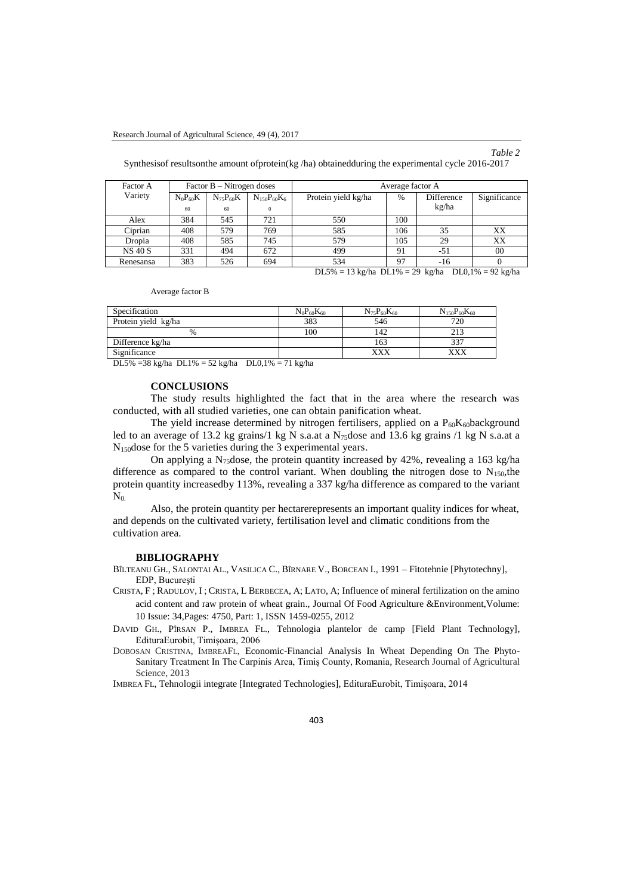*Table 2*

Synthesisof resultsonthe amount ofprotein(kg /ha) obtainedduring the experimental cycle 2016-2017

| Factor A Variety | Factor B – Nitrogen doses | | | Average factor A | | | |
|---|---|---|---|---|---|---|---|
| | $N_0P_{60}K_{60}$ | $N_{75}P_{60}K_{60}$ | $N_{150}P_{60}K_{60}$ | Protein yield kg/ha | % | Difference kg/ha | Significance |
| Alex | 384 | 545 | 721 | 550 | 100 | | |
| Ciprian | 408 | 579 | 769 | 585 | 106 | 35 | XX |
| Dropia | 408 | 585 | 745 | 579 | 105 | 29 | XX |
| NS 40 S | 331 | 494 | 672 | 499 | 91 | -51 | 00 |
| Renesansa | 383 | 526 | 694 | 534 | 97 | -16 | 0 |

DL5% = 13 kg/ha DL1% = 29 kg/ha DL0,1% = 92 kg/ha

Average factor B

| Specification | $N_0P_{60}K_{60}$ | $N_{75}P_{60}K_{60}$ | $N_{150}P_{60}K_{60}$ |
|---|---|---|---|
| Protein yield kg/ha | 383 | 546 | 720 |
| % | 100 | 142 | 213 |
| Difference kg/ha | | 163 | 337 |
| Significance | | XXX | XXX |

DL5% =38 kg/ha DL1% = 52 kg/ha DL0,1% = 71 kg/ha

## CONCLUSIONS

The study results highlighted the fact that in the area where the research was conducted, with all studied varieties, one can obtain panification wheat.

The yield increase determined by nitrogen fertilisers, applied on a $P_{60}K_{60}$background led to an average of 13.2 kg grains/1 kg N s.a.at a $N_{75}$dose and 13.6 kg grains /1 kg N s.a.at a $N_{150}$dose for the 5 varieties during the 3 experimental years.

On applying a $N_{75}$dose, the protein quantity increased by 42%, revealing a 163 kg/ha difference as compared to the control variant. When doubling the nitrogen dose to $N_{150}$,the protein quantity increasedby 113%, revealing a 337 kg/ha difference as compared to the variant $N_0$.

Also, the protein quantity per hectarerepresents an important quality indices for wheat, and depends on the cultivated variety, fertilisation level and climatic conditions from the cultivation area.

## BIBLIOGRAPHY

BÎLTEANU GH., SALONTAI AL., VASILICA C., BÎRNARE V., BORCEAN I., 1991 – Fitotehnie [Phytotechny], EDP, București

CRISTA, F ; RADULOV, I ; CRISTA, L BERBECEA, A; LATO, A; Influence of mineral fertilization on the amino acid content and raw protein of wheat grain., Journal Of Food Agriculture &Environment,Volume: 10 Issue: 34,Pages: 4750, Part: 1, ISSN 1459-0255, 2012

DAVID GH., PÎRSAN P., IMBREA FL., Tehnologia plantelor de camp [Field Plant Technology], EdituraEurobit, Timişoara, 2006

DOBOSAN CRISTINA, IMBREAFL, Economic-Financial Analysis In Wheat Depending On The Phyto-Sanitary Treatment In The Carpinis Area, Timiş County, Romania, Research Journal of Agricultural Science, 2013

IMBREA FL, Tehnologii integrate [Integrated Technologies], EdituraEurobit, Timişoara, 2014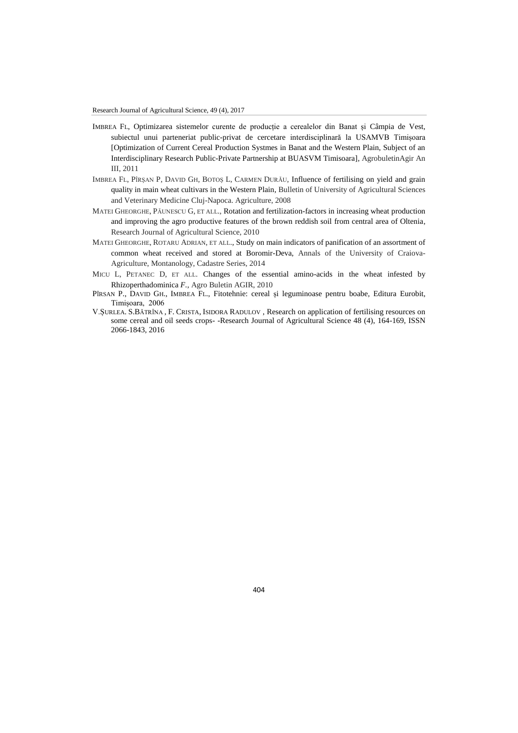IMBREA FL, Optimizarea sistemelor curente de producție a cerealelor din Banat și Câmpia de Vest, subiectul unui parteneriat public-privat de cercetare interdisciplinară la USAMVB Timișoara [Optimization of Current Cereal Production Systmes in Banat and the Western Plain, Subject of an Interdisciplinary Research Public-Private Partnership at BUASVM Timisoara], AgrobuletinAgir An III, 2011

IMBREA FL, PÎRȘAN P, DAVID GH, BOTOȘ L, CARMEN DURĂU, Influence of fertilising on yield and grain quality in main wheat cultivars in the Western Plain, Bulletin of University of Agricultural Sciences and Veterinary Medicine Cluj-Napoca. Agriculture, 2008

MATEI GHEORGHE, PĂUNESCU G, ET ALL., Rotation and fertilization-factors in increasing wheat production and improving the agro productive features of the brown reddish soil from central area of Oltenia, Research Journal of Agricultural Science, 2010

MATEI GHEORGHE, ROTARU ADRIAN, ET ALL., Study on main indicators of panification of an assortment of common wheat received and stored at Boromir-Deva, Annals of the University of Craiova-Agriculture, Montanology, Cadastre Series, 2014

MICU L, PETANEC D, ET ALL. Changes of the essential amino-acids in the wheat infested by Rhizoperthadominica *F.*, Agro Buletin AGIR, 2010

PÎRSAN P., DAVID GH., IMBREA FL., Fitotehnie: cereal și leguminoase pentru boabe, Editura Eurobit, Timișoara, 2006

V.ȘURLEA. S.BĂTRÎNA , F. CRISTA, ISIDORA RADULOV , Research on application of fertilising resources on some cereal and oil seeds crops- -Research Journal of Agricultural Science 48 (4), 164-169, ISSN 2066-1843, 2016